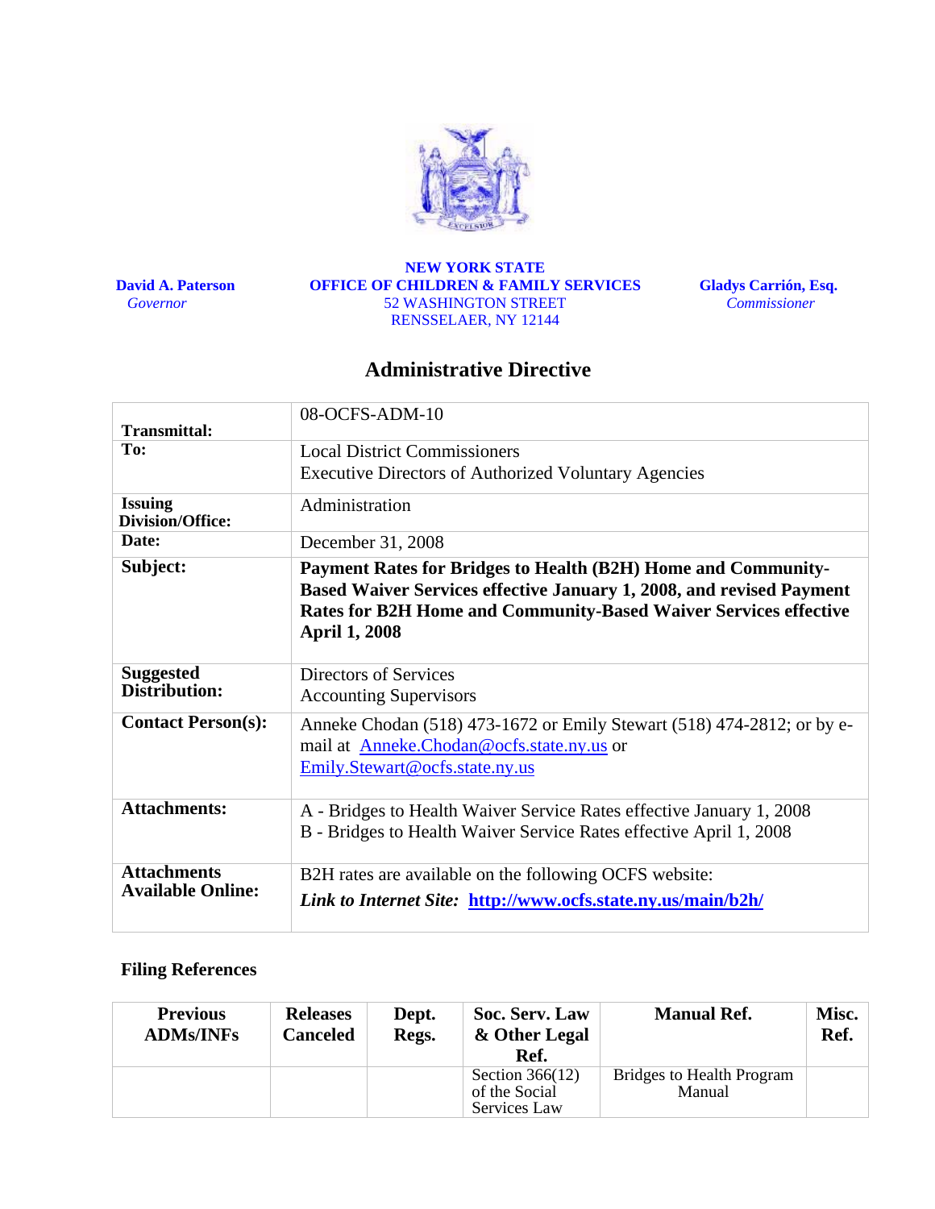**David A. Paterson**
*Governor*

**NEW YORK STATE**
**OFFICE OF CHILDREN & FAMILY SERVICES**
52 WASHINGTON STREET
RENSSELAER, NY 12144

**Gladys Carrión, Esq.**
*Commissioner*

# Administrative Directive

| | |
|---|---|
| **Transmittal:** | 08-OCFS-ADM-10 |
| **To:** | Local District Commissioners<br>Executive Directors of Authorized Voluntary Agencies |
| **Issuing Division/Office:** | Administration |
| **Date:** | December 31, 2008 |
| **Subject:** | **Payment Rates for Bridges to Health (B2H) Home and Community-Based Waiver Services effective January 1, 2008, and revised Payment Rates for B2H Home and Community-Based Waiver Services effective April 1, 2008** |
| **Suggested Distribution:** | Directors of Services<br>Accounting Supervisors |
| **Contact Person(s):** | Anneke Chodan (518) 473-1672 or Emily Stewart (518) 474-2812; or by e-mail at Anneke.Chodan@ocfs.state.ny.us or Emily.Stewart@ocfs.state.ny.us |
| **Attachments:** | A - Bridges to Health Waiver Service Rates effective January 1, 2008<br>B - Bridges to Health Waiver Service Rates effective April 1, 2008 |
| **Attachments Available Online:** | B2H rates are available on the following OCFS website:<br>***Link to Internet Site:* http://www.ocfs.state.ny.us/main/b2h/** |

## Filing References

| Previous ADMs/INFs | Releases Canceled | Dept. Regs. | Soc. Serv. Law & Other Legal Ref. | Manual Ref. | Misc. Ref. |
|---|---|---|---|---|---|
| | | | Section 366(12) of the Social Services Law | Bridges to Health Program Manual | |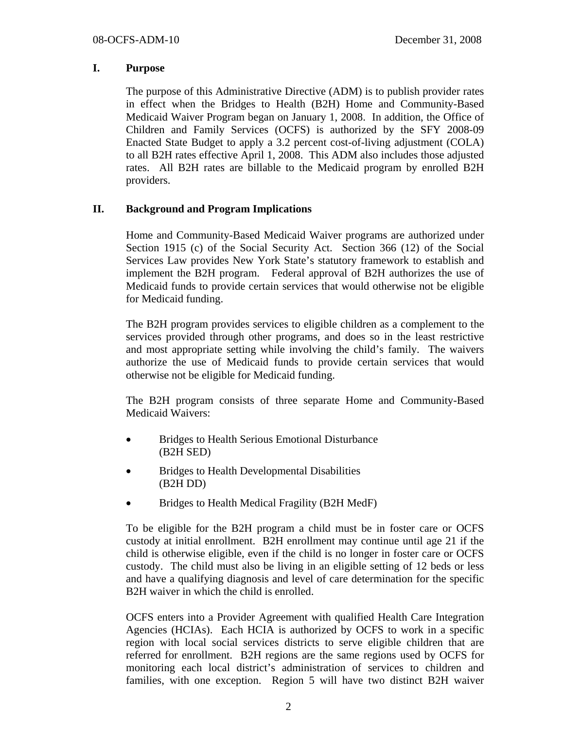## I. Purpose

The purpose of this Administrative Directive (ADM) is to publish provider rates in effect when the Bridges to Health (B2H) Home and Community-Based Medicaid Waiver Program began on January 1, 2008. In addition, the Office of Children and Family Services (OCFS) is authorized by the SFY 2008-09 Enacted State Budget to apply a 3.2 percent cost-of-living adjustment (COLA) to all B2H rates effective April 1, 2008. This ADM also includes those adjusted rates. All B2H rates are billable to the Medicaid program by enrolled B2H providers.

## II. Background and Program Implications

Home and Community-Based Medicaid Waiver programs are authorized under Section 1915 (c) of the Social Security Act. Section 366 (12) of the Social Services Law provides New York State's statutory framework to establish and implement the B2H program. Federal approval of B2H authorizes the use of Medicaid funds to provide certain services that would otherwise not be eligible for Medicaid funding.

The B2H program provides services to eligible children as a complement to the services provided through other programs, and does so in the least restrictive and most appropriate setting while involving the child's family. The waivers authorize the use of Medicaid funds to provide certain services that would otherwise not be eligible for Medicaid funding.

The B2H program consists of three separate Home and Community-Based Medicaid Waivers:

- Bridges to Health Serious Emotional Disturbance (B2H SED)
- Bridges to Health Developmental Disabilities (B2H DD)
- Bridges to Health Medical Fragility (B2H MedF)

To be eligible for the B2H program a child must be in foster care or OCFS custody at initial enrollment. B2H enrollment may continue until age 21 if the child is otherwise eligible, even if the child is no longer in foster care or OCFS custody. The child must also be living in an eligible setting of 12 beds or less and have a qualifying diagnosis and level of care determination for the specific B2H waiver in which the child is enrolled.

OCFS enters into a Provider Agreement with qualified Health Care Integration Agencies (HCIAs). Each HCIA is authorized by OCFS to work in a specific region with local social services districts to serve eligible children that are referred for enrollment. B2H regions are the same regions used by OCFS for monitoring each local district's administration of services to children and families, with one exception. Region 5 will have two distinct B2H waiver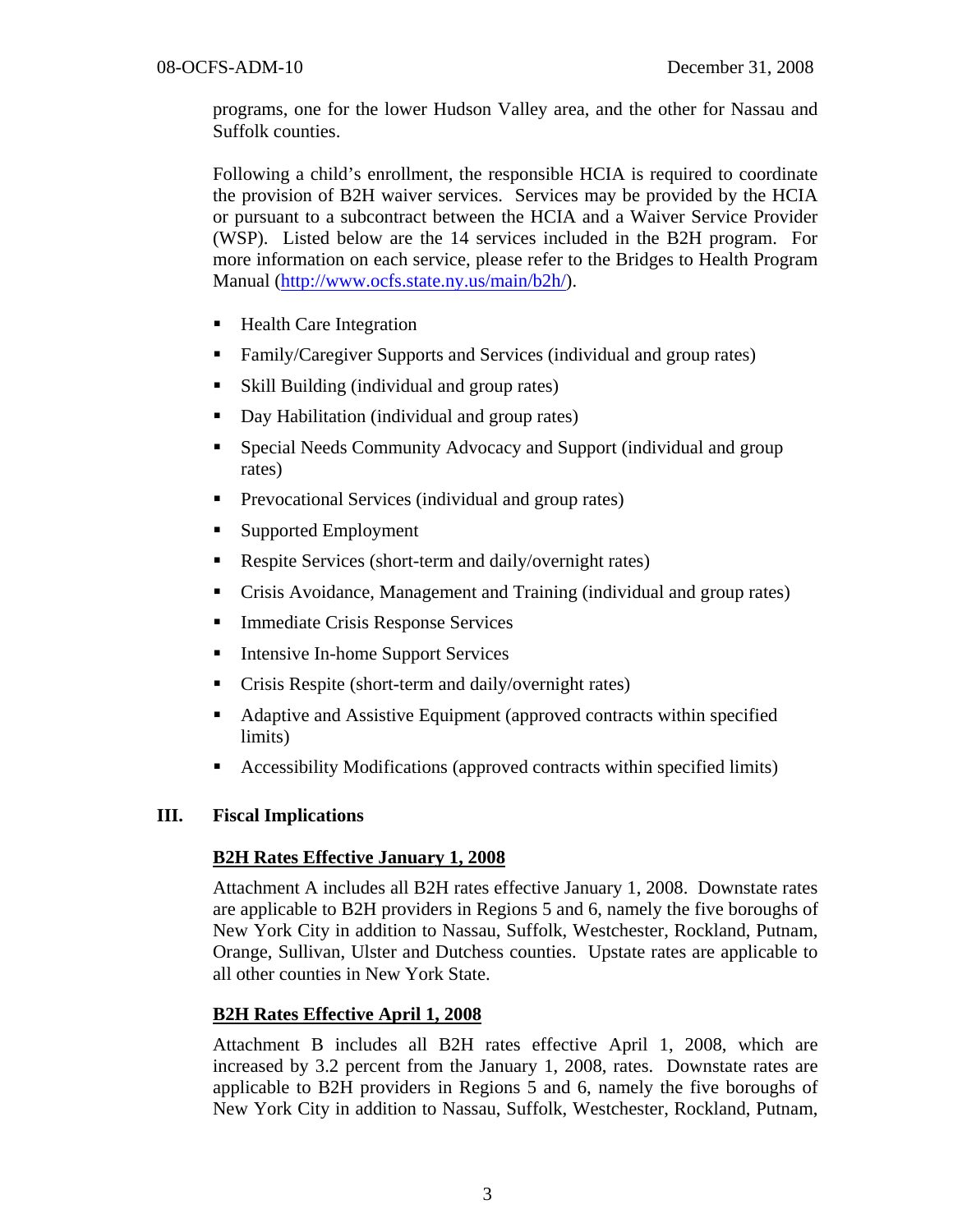programs, one for the lower Hudson Valley area, and the other for Nassau and Suffolk counties.

Following a child's enrollment, the responsible HCIA is required to coordinate the provision of B2H waiver services. Services may be provided by the HCIA or pursuant to a subcontract between the HCIA and a Waiver Service Provider (WSP). Listed below are the 14 services included in the B2H program. For more information on each service, please refer to the Bridges to Health Program Manual (http://www.ocfs.state.ny.us/main/b2h/).

- Health Care Integration
- Family/Caregiver Supports and Services (individual and group rates)
- Skill Building (individual and group rates)
- Day Habilitation (individual and group rates)
- Special Needs Community Advocacy and Support (individual and group rates)
- Prevocational Services (individual and group rates)
- Supported Employment
- Respite Services (short-term and daily/overnight rates)
- Crisis Avoidance, Management and Training (individual and group rates)
- Immediate Crisis Response Services
- Intensive In-home Support Services
- Crisis Respite (short-term and daily/overnight rates)
- Adaptive and Assistive Equipment (approved contracts within specified limits)
- Accessibility Modifications (approved contracts within specified limits)

## III. Fiscal Implications

**B2H Rates Effective January 1, 2008**

Attachment A includes all B2H rates effective January 1, 2008. Downstate rates are applicable to B2H providers in Regions 5 and 6, namely the five boroughs of New York City in addition to Nassau, Suffolk, Westchester, Rockland, Putnam, Orange, Sullivan, Ulster and Dutchess counties. Upstate rates are applicable to all other counties in New York State.

**B2H Rates Effective April 1, 2008**

Attachment B includes all B2H rates effective April 1, 2008, which are increased by 3.2 percent from the January 1, 2008, rates. Downstate rates are applicable to B2H providers in Regions 5 and 6, namely the five boroughs of New York City in addition to Nassau, Suffolk, Westchester, Rockland, Putnam,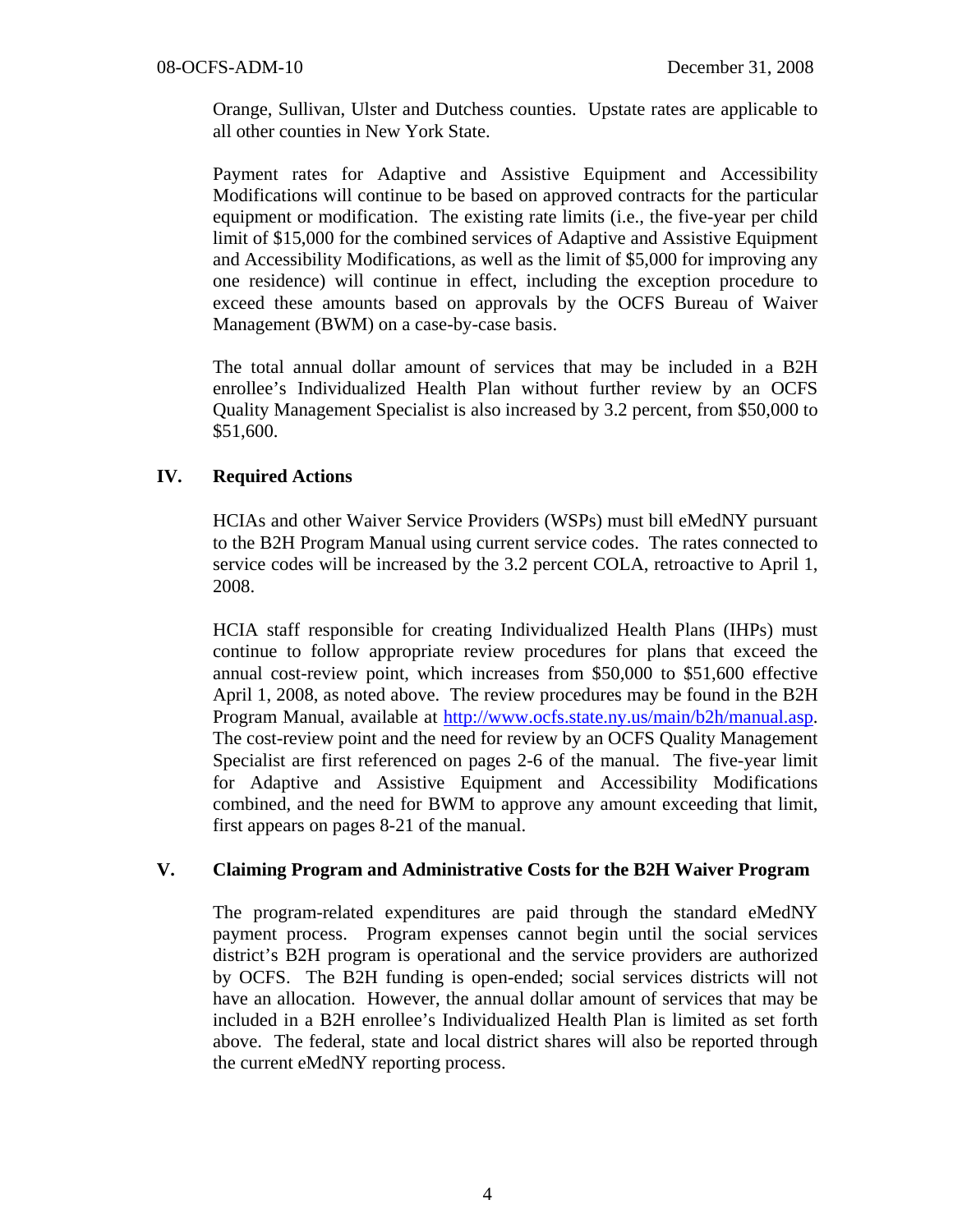Orange, Sullivan, Ulster and Dutchess counties. Upstate rates are applicable to all other counties in New York State.

Payment rates for Adaptive and Assistive Equipment and Accessibility Modifications will continue to be based on approved contracts for the particular equipment or modification. The existing rate limits (i.e., the five-year per child limit of $15,000 for the combined services of Adaptive and Assistive Equipment and Accessibility Modifications, as well as the limit of $5,000 for improving any one residence) will continue in effect, including the exception procedure to exceed these amounts based on approvals by the OCFS Bureau of Waiver Management (BWM) on a case-by-case basis.

The total annual dollar amount of services that may be included in a B2H enrollee's Individualized Health Plan without further review by an OCFS Quality Management Specialist is also increased by 3.2 percent, from $50,000 to $51,600.

## IV. Required Actions

HCIAs and other Waiver Service Providers (WSPs) must bill eMedNY pursuant to the B2H Program Manual using current service codes. The rates connected to service codes will be increased by the 3.2 percent COLA, retroactive to April 1, 2008.

HCIA staff responsible for creating Individualized Health Plans (IHPs) must continue to follow appropriate review procedures for plans that exceed the annual cost-review point, which increases from $50,000 to $51,600 effective April 1, 2008, as noted above. The review procedures may be found in the B2H Program Manual, available at [http://www.ocfs.state.ny.us/main/b2h/manual.asp](http://www.ocfs.state.ny.us/main/b2h/manual.asp). The cost-review point and the need for review by an OCFS Quality Management Specialist are first referenced on pages 2-6 of the manual. The five-year limit for Adaptive and Assistive Equipment and Accessibility Modifications combined, and the need for BWM to approve any amount exceeding that limit, first appears on pages 8-21 of the manual.

## V. Claiming Program and Administrative Costs for the B2H Waiver Program

The program-related expenditures are paid through the standard eMedNY payment process. Program expenses cannot begin until the social services district's B2H program is operational and the service providers are authorized by OCFS. The B2H funding is open-ended; social services districts will not have an allocation. However, the annual dollar amount of services that may be included in a B2H enrollee's Individualized Health Plan is limited as set forth above. The federal, state and local district shares will also be reported through the current eMedNY reporting process.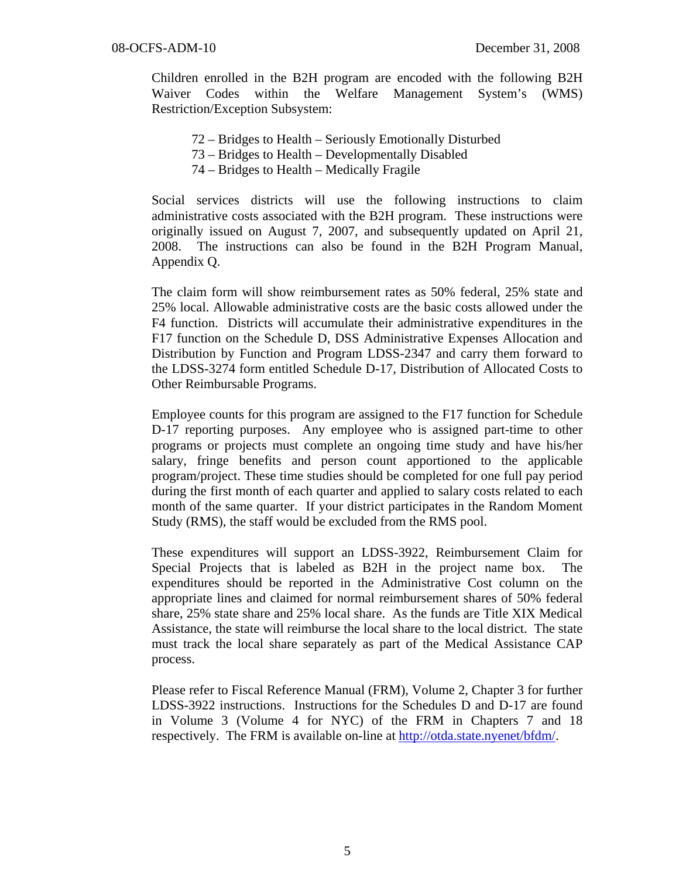Children enrolled in the B2H program are encoded with the following B2H Waiver Codes within the Welfare Management System's (WMS) Restriction/Exception Subsystem:

72 – Bridges to Health – Seriously Emotionally Disturbed
73 – Bridges to Health – Developmentally Disabled
74 – Bridges to Health – Medically Fragile

Social services districts will use the following instructions to claim administrative costs associated with the B2H program. These instructions were originally issued on August 7, 2007, and subsequently updated on April 21, 2008. The instructions can also be found in the B2H Program Manual, Appendix Q.

The claim form will show reimbursement rates as 50% federal, 25% state and 25% local. Allowable administrative costs are the basic costs allowed under the F4 function. Districts will accumulate their administrative expenditures in the F17 function on the Schedule D, DSS Administrative Expenses Allocation and Distribution by Function and Program LDSS-2347 and carry them forward to the LDSS-3274 form entitled Schedule D-17, Distribution of Allocated Costs to Other Reimbursable Programs.

Employee counts for this program are assigned to the F17 function for Schedule D-17 reporting purposes. Any employee who is assigned part-time to other programs or projects must complete an ongoing time study and have his/her salary, fringe benefits and person count apportioned to the applicable program/project. These time studies should be completed for one full pay period during the first month of each quarter and applied to salary costs related to each month of the same quarter. If your district participates in the Random Moment Study (RMS), the staff would be excluded from the RMS pool.

These expenditures will support an LDSS-3922, Reimbursement Claim for Special Projects that is labeled as B2H in the project name box. The expenditures should be reported in the Administrative Cost column on the appropriate lines and claimed for normal reimbursement shares of 50% federal share, 25% state share and 25% local share. As the funds are Title XIX Medical Assistance, the state will reimburse the local share to the local district. The state must track the local share separately as part of the Medical Assistance CAP process.

Please refer to Fiscal Reference Manual (FRM), Volume 2, Chapter 3 for further LDSS-3922 instructions. Instructions for the Schedules D and D-17 are found in Volume 3 (Volume 4 for NYC) of the FRM in Chapters 7 and 18 respectively. The FRM is available on-line at http://otda.state.nyenet/bfdm/.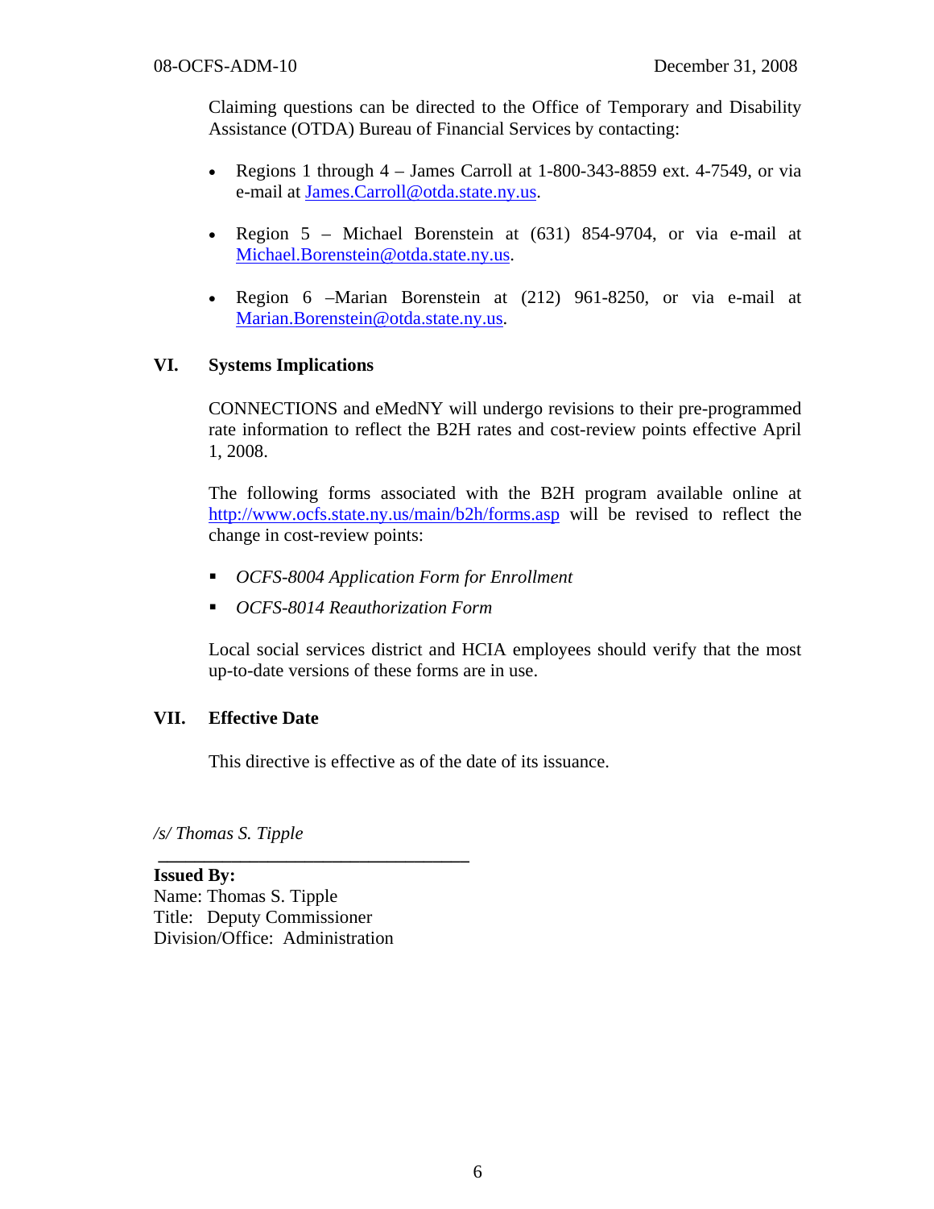Claiming questions can be directed to the Office of Temporary and Disability Assistance (OTDA) Bureau of Financial Services by contacting:

- Regions 1 through 4 – James Carroll at 1-800-343-8859 ext. 4-7549, or via e-mail at James.Carroll@otda.state.ny.us.
- Region 5 – Michael Borenstein at (631) 854-9704, or via e-mail at Michael.Borenstein@otda.state.ny.us.
- Region 6 –Marian Borenstein at (212) 961-8250, or via e-mail at Marian.Borenstein@otda.state.ny.us.

## VI. Systems Implications

CONNECTIONS and eMedNY will undergo revisions to their pre-programmed rate information to reflect the B2H rates and cost-review points effective April 1, 2008.

The following forms associated with the B2H program available online at http://www.ocfs.state.ny.us/main/b2h/forms.asp will be revised to reflect the change in cost-review points:

- *OCFS-8004 Application Form for Enrollment*
- *OCFS-8014 Reauthorization Form*

Local social services district and HCIA employees should verify that the most up-to-date versions of these forms are in use.

## VII. Effective Date

This directive is effective as of the date of its issuance.

*/s/ Thomas S. Tipple*

**Issued By:**
Name: Thomas S. Tipple
Title: Deputy Commissioner
Division/Office: Administration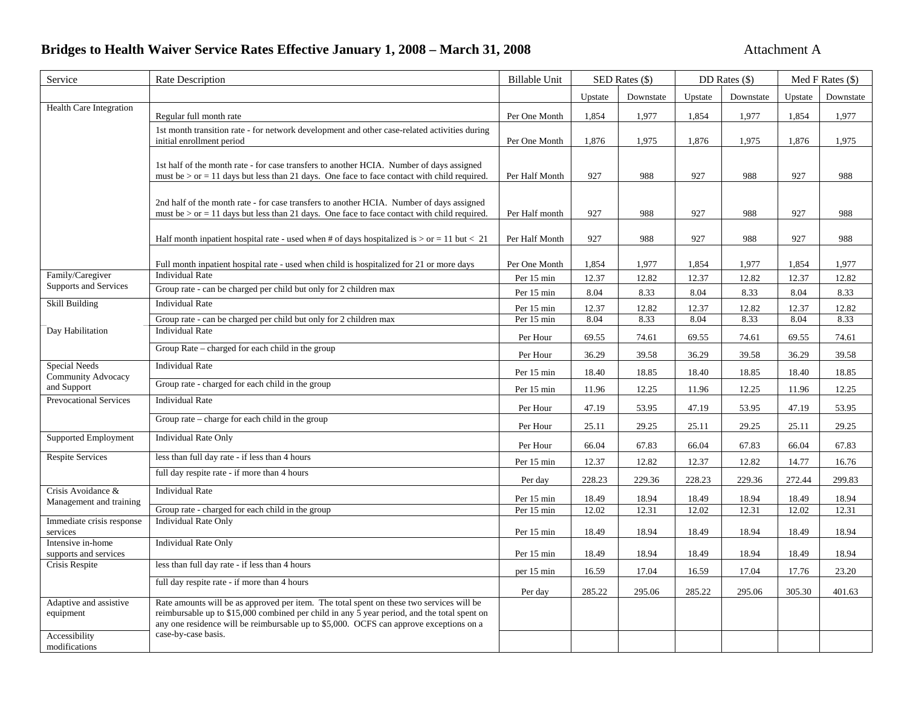**Bridges to Health Waiver Service Rates Effective January 1, 2008 – March 31, 2008** Attachment A

| Service | Rate Description | Billable Unit | SED Rates ($) | | DD Rates ($) | | Med F Rates ($) | |
|---|---|---|---|---|---|---|---|---|
| | | | Upstate | Downstate | Upstate | Downstate | Upstate | Downstate |
| Health Care Integration | Regular full month rate | Per One Month | 1,854 | 1,977 | 1,854 | 1,977 | 1,854 | 1,977 |
| | 1st month transition rate - for network development and other case-related activities during initial enrollment period | Per One Month | 1,876 | 1,975 | 1,876 | 1,975 | 1,876 | 1,975 |
| | 1st half of the month rate - for case transfers to another HCIA. Number of days assigned must be > or = 11 days but less than 21 days. One face to face contact with child required. | Per Half Month | 927 | 988 | 927 | 988 | 927 | 988 |
| | 2nd half of the month rate - for case transfers to another HCIA. Number of days assigned must be > or = 11 days but less than 21 days. One face to face contact with child required. | Per Half month | 927 | 988 | 927 | 988 | 927 | 988 |
| | Half month inpatient hospital rate - used when # of days hospitalized is > or = 11 but < 21 | Per Half Month | 927 | 988 | 927 | 988 | 927 | 988 |
| | Full month inpatient hospital rate - used when child is hospitalized for 21 or more days | Per One Month | 1,854 | 1,977 | 1,854 | 1,977 | 1,854 | 1,977 |
| Family/Caregiver Supports and Services | Individual Rate | Per 15 min | 12.37 | 12.82 | 12.37 | 12.82 | 12.37 | 12.82 |
| | Group rate - can be charged per child but only for 2 children max | Per 15 min | 8.04 | 8.33 | 8.04 | 8.33 | 8.04 | 8.33 |
| Skill Building | Individual Rate | Per 15 min | 12.37 | 12.82 | 12.37 | 12.82 | 12.37 | 12.82 |
| | Group rate - can be charged per child but only for 2 children max | Per 15 min | 8.04 | 8.33 | 8.04 | 8.33 | 8.04 | 8.33 |
| Day Habilitation | Individual Rate | Per Hour | 69.55 | 74.61 | 69.55 | 74.61 | 69.55 | 74.61 |
| | Group Rate – charged for each child in the group | Per Hour | 36.29 | 39.58 | 36.29 | 39.58 | 36.29 | 39.58 |
| Special Needs Community Advocacy and Support | Individual Rate | Per 15 min | 18.40 | 18.85 | 18.40 | 18.85 | 18.40 | 18.85 |
| | Group rate - charged for each child in the group | Per 15 min | 11.96 | 12.25 | 11.96 | 12.25 | 11.96 | 12.25 |
| Prevocational Services | Individual Rate | Per Hour | 47.19 | 53.95 | 47.19 | 53.95 | 47.19 | 53.95 |
| | Group rate – charge for each child in the group | Per Hour | 25.11 | 29.25 | 25.11 | 29.25 | 25.11 | 29.25 |
| Supported Employment | Individual Rate Only | Per Hour | 66.04 | 67.83 | 66.04 | 67.83 | 66.04 | 67.83 |
| Respite Services | less than full day rate - if less than 4 hours | Per 15 min | 12.37 | 12.82 | 12.37 | 12.82 | 14.77 | 16.76 |
| | full day respite rate - if more than 4 hours | Per day | 228.23 | 229.36 | 228.23 | 229.36 | 272.44 | 299.83 |
| Crisis Avoidance & Management and training | Individual Rate | Per 15 min | 18.49 | 18.94 | 18.49 | 18.94 | 18.49 | 18.94 |
| | Group rate - charged for each child in the group | Per 15 min | 12.02 | 12.31 | 12.02 | 12.31 | 12.02 | 12.31 |
| Immediate crisis response services | Individual Rate Only | Per 15 min | 18.49 | 18.94 | 18.49 | 18.94 | 18.49 | 18.94 |
| Intensive in-home supports and services | Individual Rate Only | Per 15 min | 18.49 | 18.94 | 18.49 | 18.94 | 18.49 | 18.94 |
| Crisis Respite | less than full day rate - if less than 4 hours | per 15 min | 16.59 | 17.04 | 16.59 | 17.04 | 17.76 | 23.20 |
| | full day respite rate - if more than 4 hours | Per day | 285.22 | 295.06 | 285.22 | 295.06 | 305.30 | 401.63 |
| Adaptive and assistive equipment | Rate amounts will be as approved per item. The total spent on these two services will be reimbursable up to $15,000 combined per child in any 5 year period, and the total spent on any one residence will be reimbursable up to $5,000. OCFS can approve exceptions on a case-by-case basis. | | | | | | | |
| Accessibility modifications | | | | | | | | |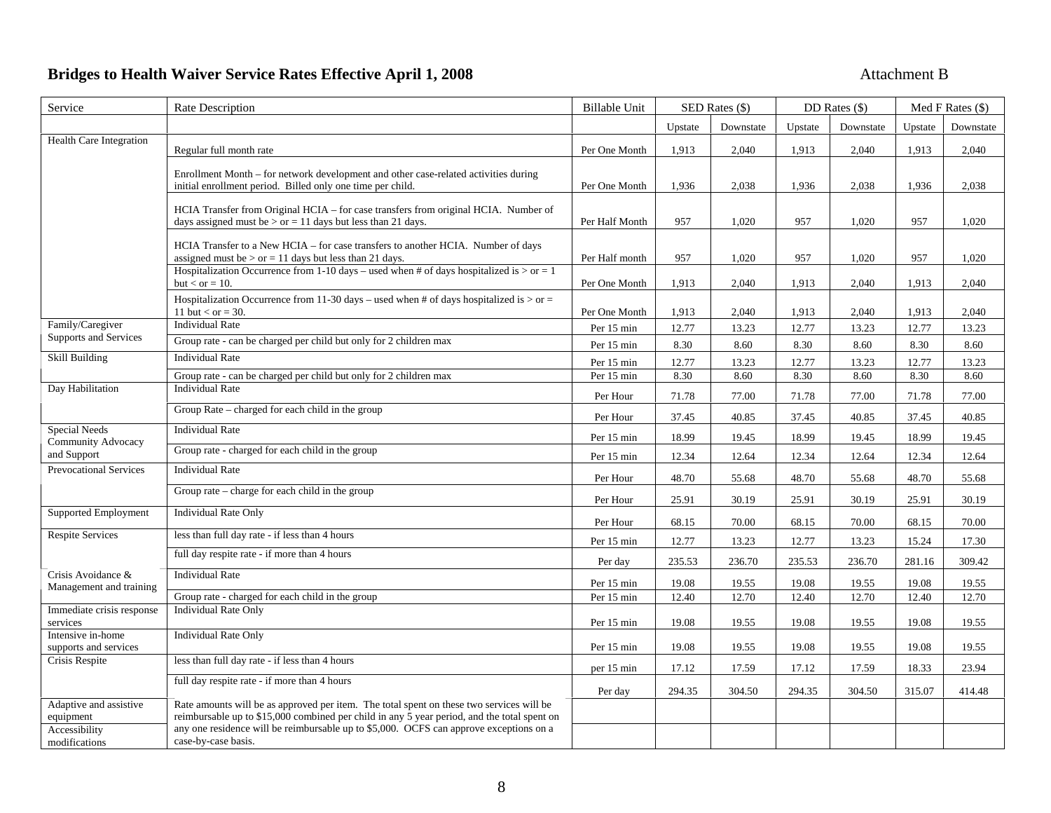**Bridges to Health Waiver Service Rates Effective April 1, 2008** Attachment B

| Service | Rate Description | Billable Unit | SED Rates ($) | | DD Rates ($) | | Med F Rates ($) | |
|---|---|---|---|---|---|---|---|---|
| | | | Upstate | Downstate | Upstate | Downstate | Upstate | Downstate |
| Health Care Integration | Regular full month rate | Per One Month | 1,913 | 2,040 | 1,913 | 2,040 | 1,913 | 2,040 |
| | Enrollment Month – for network development and other case-related activities during initial enrollment period. Billed only one time per child. | Per One Month | 1,936 | 2,038 | 1,936 | 2,038 | 1,936 | 2,038 |
| | HCIA Transfer from Original HCIA – for case transfers from original HCIA. Number of days assigned must be > or = 11 days but less than 21 days. | Per Half Month | 957 | 1,020 | 957 | 1,020 | 957 | 1,020 |
| | HCIA Transfer to a New HCIA – for case transfers to another HCIA. Number of days assigned must be > or = 11 days but less than 21 days. | Per Half month | 957 | 1,020 | 957 | 1,020 | 957 | 1,020 |
| | Hospitalization Occurrence from 1-10 days – used when # of days hospitalized is > or = 1 but < or = 10. | Per One Month | 1,913 | 2,040 | 1,913 | 2,040 | 1,913 | 2,040 |
| | Hospitalization Occurrence from 11-30 days – used when # of days hospitalized is > or = 11 but < or = 30. | Per One Month | 1,913 | 2,040 | 1,913 | 2,040 | 1,913 | 2,040 |
| Family/Caregiver Supports and Services | Individual Rate | Per 15 min | 12.77 | 13.23 | 12.77 | 13.23 | 12.77 | 13.23 |
| | Group rate - can be charged per child but only for 2 children max | Per 15 min | 8.30 | 8.60 | 8.30 | 8.60 | 8.30 | 8.60 |
| Skill Building | Individual Rate | Per 15 min | 12.77 | 13.23 | 12.77 | 13.23 | 12.77 | 13.23 |
| | Group rate - can be charged per child but only for 2 children max | Per 15 min | 8.30 | 8.60 | 8.30 | 8.60 | 8.30 | 8.60 |
| Day Habilitation | Individual Rate | Per Hour | 71.78 | 77.00 | 71.78 | 77.00 | 71.78 | 77.00 |
| | Group Rate – charged for each child in the group | Per Hour | 37.45 | 40.85 | 37.45 | 40.85 | 37.45 | 40.85 |
| Special Needs Community Advocacy and Support | Individual Rate | Per 15 min | 18.99 | 19.45 | 18.99 | 19.45 | 18.99 | 19.45 |
| | Group rate - charged for each child in the group | Per 15 min | 12.34 | 12.64 | 12.34 | 12.64 | 12.34 | 12.64 |
| Prevocational Services | Individual Rate | Per Hour | 48.70 | 55.68 | 48.70 | 55.68 | 48.70 | 55.68 |
| | Group rate – charge for each child in the group | Per Hour | 25.91 | 30.19 | 25.91 | 30.19 | 25.91 | 30.19 |
| Supported Employment | Individual Rate Only | Per Hour | 68.15 | 70.00 | 68.15 | 70.00 | 68.15 | 70.00 |
| Respite Services | less than full day rate - if less than 4 hours | Per 15 min | 12.77 | 13.23 | 12.77 | 13.23 | 15.24 | 17.30 |
| | full day respite rate - if more than 4 hours | Per day | 235.53 | 236.70 | 235.53 | 236.70 | 281.16 | 309.42 |
| Crisis Avoidance & Management and training | Individual Rate | Per 15 min | 19.08 | 19.55 | 19.08 | 19.55 | 19.08 | 19.55 |
| | Group rate - charged for each child in the group | Per 15 min | 12.40 | 12.70 | 12.40 | 12.70 | 12.40 | 12.70 |
| Immediate crisis response services | Individual Rate Only | Per 15 min | 19.08 | 19.55 | 19.08 | 19.55 | 19.08 | 19.55 |
| Intensive in-home supports and services | Individual Rate Only | Per 15 min | 19.08 | 19.55 | 19.08 | 19.55 | 19.08 | 19.55 |
| Crisis Respite | less than full day rate - if less than 4 hours | per 15 min | 17.12 | 17.59 | 17.12 | 17.59 | 18.33 | 23.94 |
| | full day respite rate - if more than 4 hours | Per day | 294.35 | 304.50 | 294.35 | 304.50 | 315.07 | 414.48 |
| Adaptive and assistive equipment | Rate amounts will be as approved per item. The total spent on these two services will be reimbursable up to $15,000 combined per child in any 5 year period, and the total spent on any one residence will be reimbursable up to $5,000. OCFS can approve exceptions on a case-by-case basis. | | | | | | | |
| Accessibility modifications | | | | | | | | |